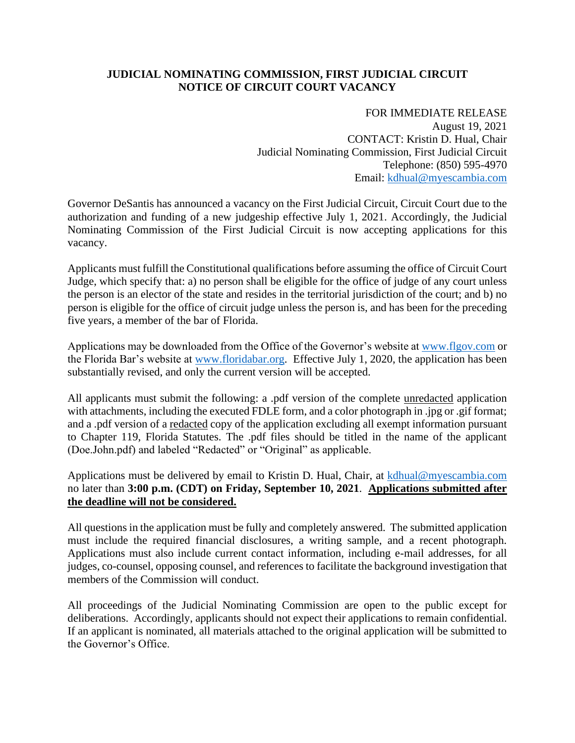# JUDICIAL NOMINATING COMMISSION, FIRST JUDICIAL CIRCUIT
# NOTICE OF CIRCUIT COURT VACANCY

FOR IMMEDIATE RELEASE
August 19, 2021
CONTACT: Kristin D. Hual, Chair
Judicial Nominating Commission, First Judicial Circuit
Telephone: (850) 595-4970
Email: [kdhual@myescambia.com](mailto:kdhual@myescambia.com)

Governor DeSantis has announced a vacancy on the First Judicial Circuit, Circuit Court due to the authorization and funding of a new judgeship effective July 1, 2021. Accordingly, the Judicial Nominating Commission of the First Judicial Circuit is now accepting applications for this vacancy.

Applicants must fulfill the Constitutional qualifications before assuming the office of Circuit Court Judge, which specify that: a) no person shall be eligible for the office of judge of any court unless the person is an elector of the state and resides in the territorial jurisdiction of the court; and b) no person is eligible for the office of circuit judge unless the person is, and has been for the preceding five years, a member of the bar of Florida.

Applications may be downloaded from the Office of the Governor's website at [www.flgov.com](http://www.flgov.com) or the Florida Bar's website at [www.floridabar.org](http://www.floridabar.org). Effective July 1, 2020, the application has been substantially revised, and only the current version will be accepted.

All applicants must submit the following: a .pdf version of the complete <u>unredacted</u> application with attachments, including the executed FDLE form, and a color photograph in .jpg or .gif format; and a .pdf version of a <u>redacted</u> copy of the application excluding all exempt information pursuant to Chapter 119, Florida Statutes. The .pdf files should be titled in the name of the applicant (Doe.John.pdf) and labeled "Redacted" or "Original" as applicable.

Applications must be delivered by email to Kristin D. Hual, Chair, at [kdhual@myescambia.com](mailto:kdhual@myescambia.com) no later than **3:00 p.m. (CDT) on Friday, September 10, 2021**. **<u>Applications submitted after the deadline will not be considered.</u>**

All questions in the application must be fully and completely answered. The submitted application must include the required financial disclosures, a writing sample, and a recent photograph. Applications must also include current contact information, including e-mail addresses, for all judges, co-counsel, opposing counsel, and references to facilitate the background investigation that members of the Commission will conduct.

All proceedings of the Judicial Nominating Commission are open to the public except for deliberations. Accordingly, applicants should not expect their applications to remain confidential. If an applicant is nominated, all materials attached to the original application will be submitted to the Governor's Office.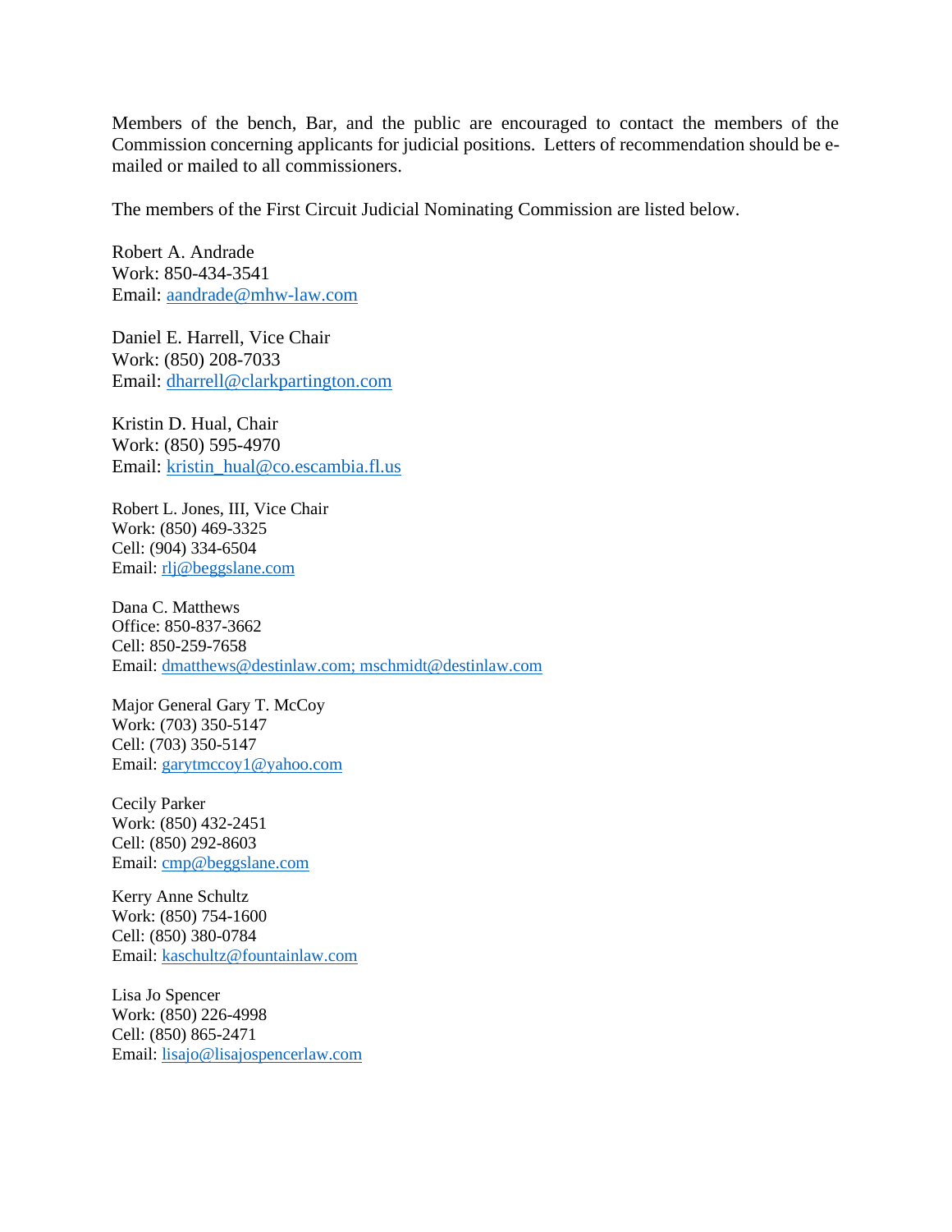Members of the bench, Bar, and the public are encouraged to contact the members of the Commission concerning applicants for judicial positions. Letters of recommendation should be e-mailed or mailed to all commissioners.

The members of the First Circuit Judicial Nominating Commission are listed below.

Robert A. Andrade
Work: 850-434-3541
Email: aandrade@mhw-law.com

Daniel E. Harrell, Vice Chair
Work: (850) 208-7033
Email: dharrell@clarkpartington.com

Kristin D. Hual, Chair
Work: (850) 595-4970
Email: kristin_hual@co.escambia.fl.us

Robert L. Jones, III, Vice Chair
Work: (850) 469-3325
Cell: (904) 334-6504
Email: rlj@beggslane.com

Dana C. Matthews
Office: 850-837-3662
Cell: 850-259-7658
Email: dmatthews@destinlaw.com; mschmidt@destinlaw.com

Major General Gary T. McCoy
Work: (703) 350-5147
Cell: (703) 350-5147
Email: garytmccoy1@yahoo.com

Cecily Parker
Work: (850) 432-2451
Cell: (850) 292-8603
Email: cmp@beggslane.com

Kerry Anne Schultz
Work: (850) 754-1600
Cell: (850) 380-0784
Email: kaschultz@fountainlaw.com

Lisa Jo Spencer
Work: (850) 226-4998
Cell: (850) 865-2471
Email: lisajo@lisajospencerlaw.com